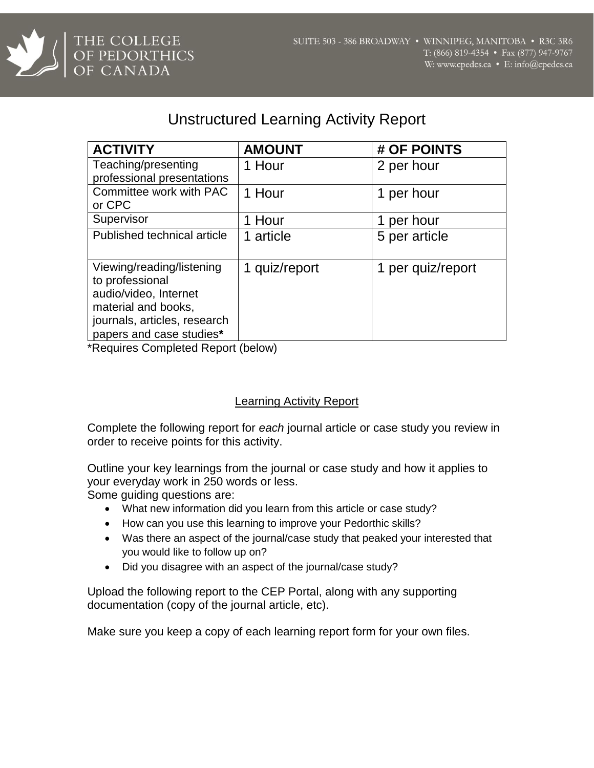THE COLLEGE OF PEDORTHICS OF CANADA

SUITE 503 - 386 BROADWAY • WINNIPEG, MANITOBA • R3C 3R6
T: (866) 819-4354 • Fax (877) 947-9767
W: www.cpedcs.ca • E: info@cpedcs.ca

# Unstructured Learning Activity Report

| ACTIVITY | AMOUNT | # OF POINTS |
|---|---|---|
| Teaching/presenting professional presentations | 1 Hour | 2 per hour |
| Committee work with PAC or CPC | 1 Hour | 1 per hour |
| Supervisor | 1 Hour | 1 per hour |
| Published technical article | 1 article | 5 per article |
| Viewing/reading/listening to professional audio/video, Internet material and books, journals, articles, research papers and case studies* | 1 quiz/report | 1 per quiz/report |

*Requires Completed Report (below)

## Learning Activity Report

Complete the following report for *each* journal article or case study you review in order to receive points for this activity.

Outline your key learnings from the journal or case study and how it applies to your everyday work in 250 words or less.
Some guiding questions are:

- What new information did you learn from this article or case study?
- How can you use this learning to improve your Pedorthic skills?
- Was there an aspect of the journal/case study that peaked your interested that you would like to follow up on?
- Did you disagree with an aspect of the journal/case study?

Upload the following report to the CEP Portal, along with any supporting documentation (copy of the journal article, etc).

Make sure you keep a copy of each learning report form for your own files.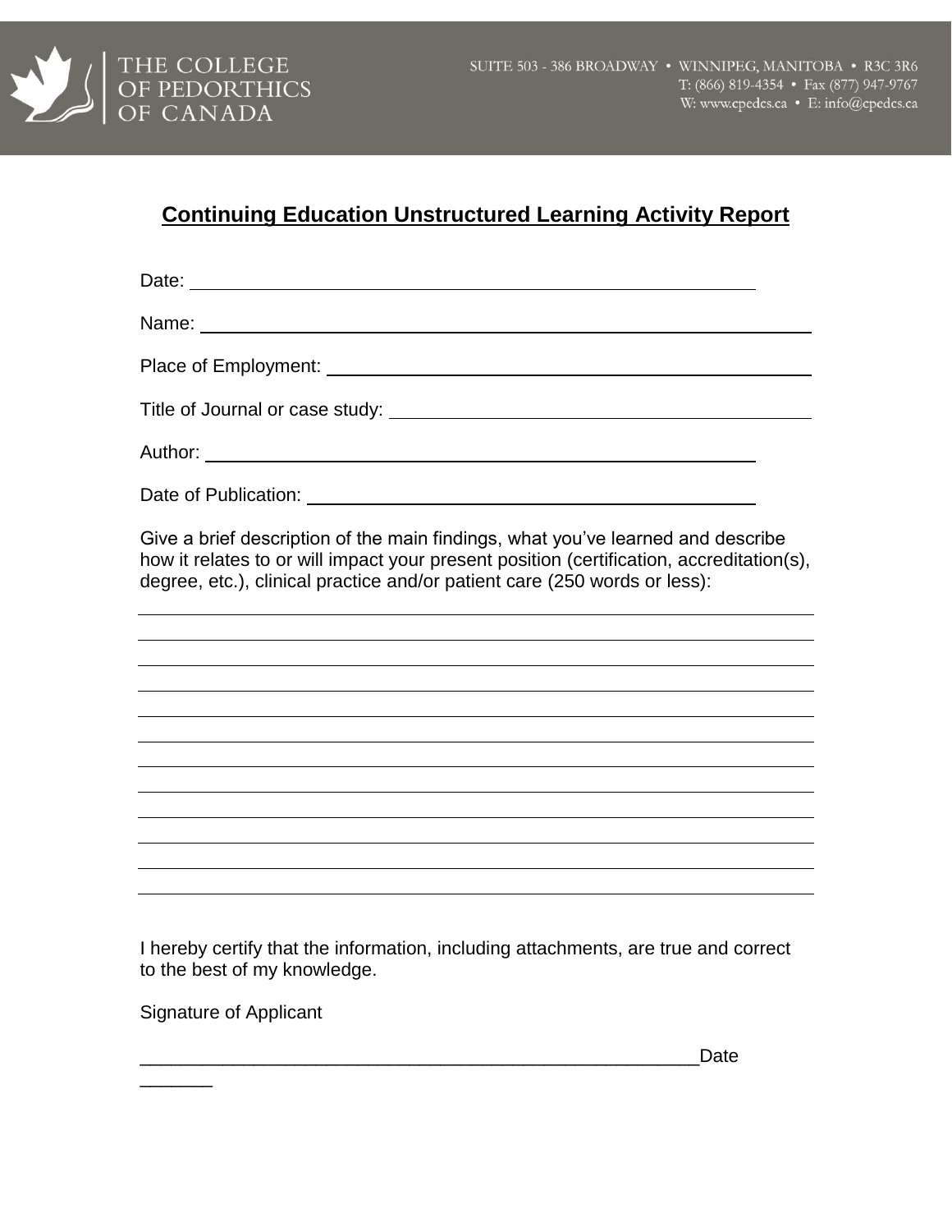THE COLLEGE OF PEDORTHICS OF CANADA

SUITE 503 - 386 BROADWAY • WINNIPEG, MANITOBA • R3C 3R6
T: (866) 819-4354 • Fax (877) 947-9767
W: www.cpedcs.ca • E: info@cpedcs.ca

# Continuing Education Unstructured Learning Activity Report

Date: ______________________________________________

Name: ______________________________________________

Place of Employment: ______________________________________________

Title of Journal or case study: ______________________________________________

Author: ______________________________________________

Date of Publication: ______________________________________________

Give a brief description of the main findings, what you've learned and describe how it relates to or will impact your present position (certification, accreditation(s), degree, etc.), clinical practice and/or patient care (250 words or less):

______________________________________________
______________________________________________
______________________________________________
______________________________________________
______________________________________________
______________________________________________
______________________________________________
______________________________________________
______________________________________________
______________________________________________
______________________________________________
______________________________________________

I hereby certify that the information, including attachments, are true and correct to the best of my knowledge.

Signature of Applicant

_______________________________________________________Date _______